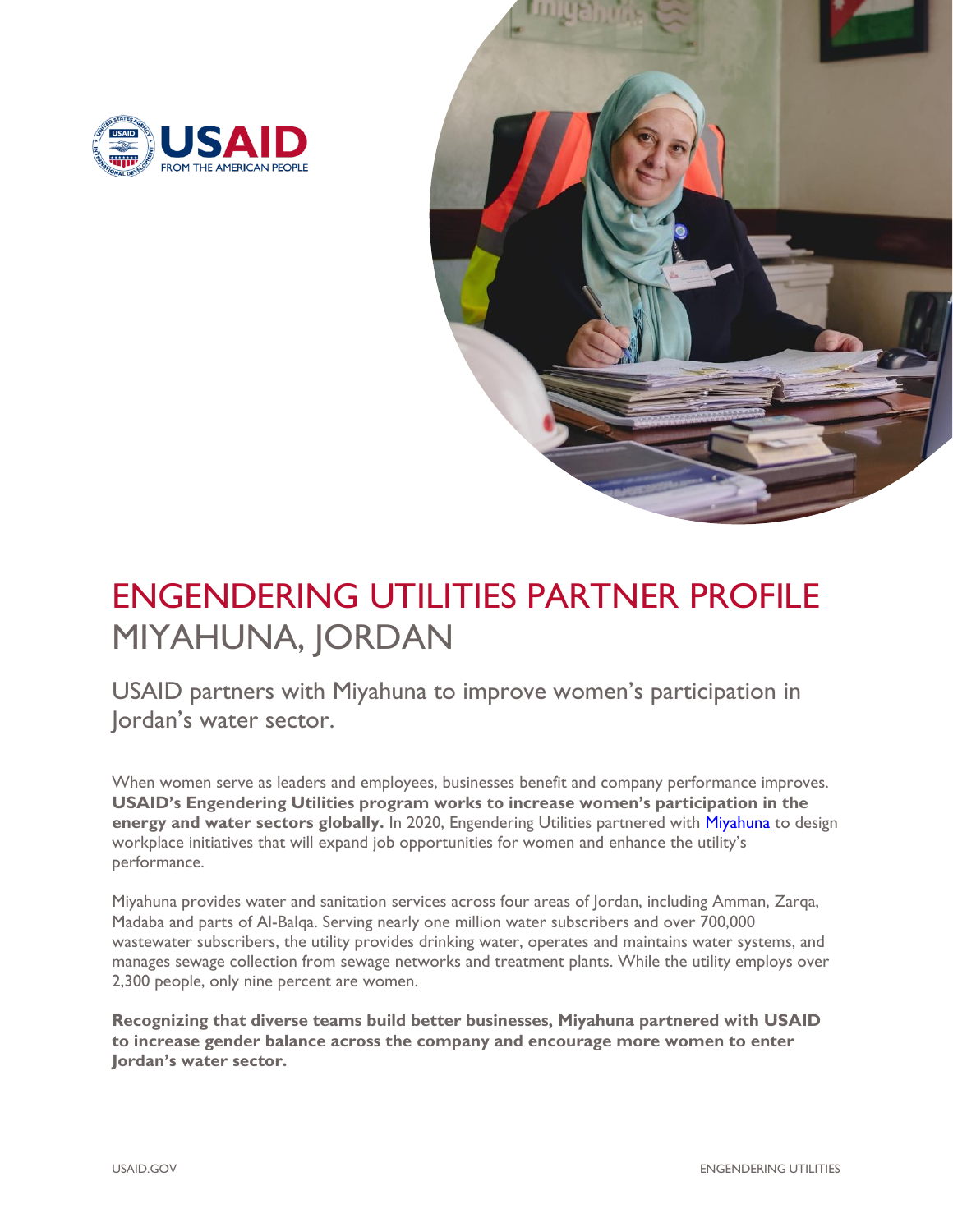# ENGENDERING UTILITIES PARTNER PROFILE

## MIYAHUNA, JORDAN

USAID partners with Miyahuna to improve women's participation in Jordan's water sector.

When women serve as leaders and employees, businesses benefit and company performance improves. **USAID's Engendering Utilities program works to increase women's participation in the energy and water sectors globally.** In 2020, Engendering Utilities partnered with Miyahuna to design workplace initiatives that will expand job opportunities for women and enhance the utility's performance.

Miyahuna provides water and sanitation services across four areas of Jordan, including Amman, Zarqa, Madaba and parts of Al-Balqa. Serving nearly one million water subscribers and over 700,000 wastewater subscribers, the utility provides drinking water, operates and maintains water systems, and manages sewage collection from sewage networks and treatment plants. While the utility employs over 2,300 people, only nine percent are women.

**Recognizing that diverse teams build better businesses, Miyahuna partnered with USAID to increase gender balance across the company and encourage more women to enter Jordan's water sector.**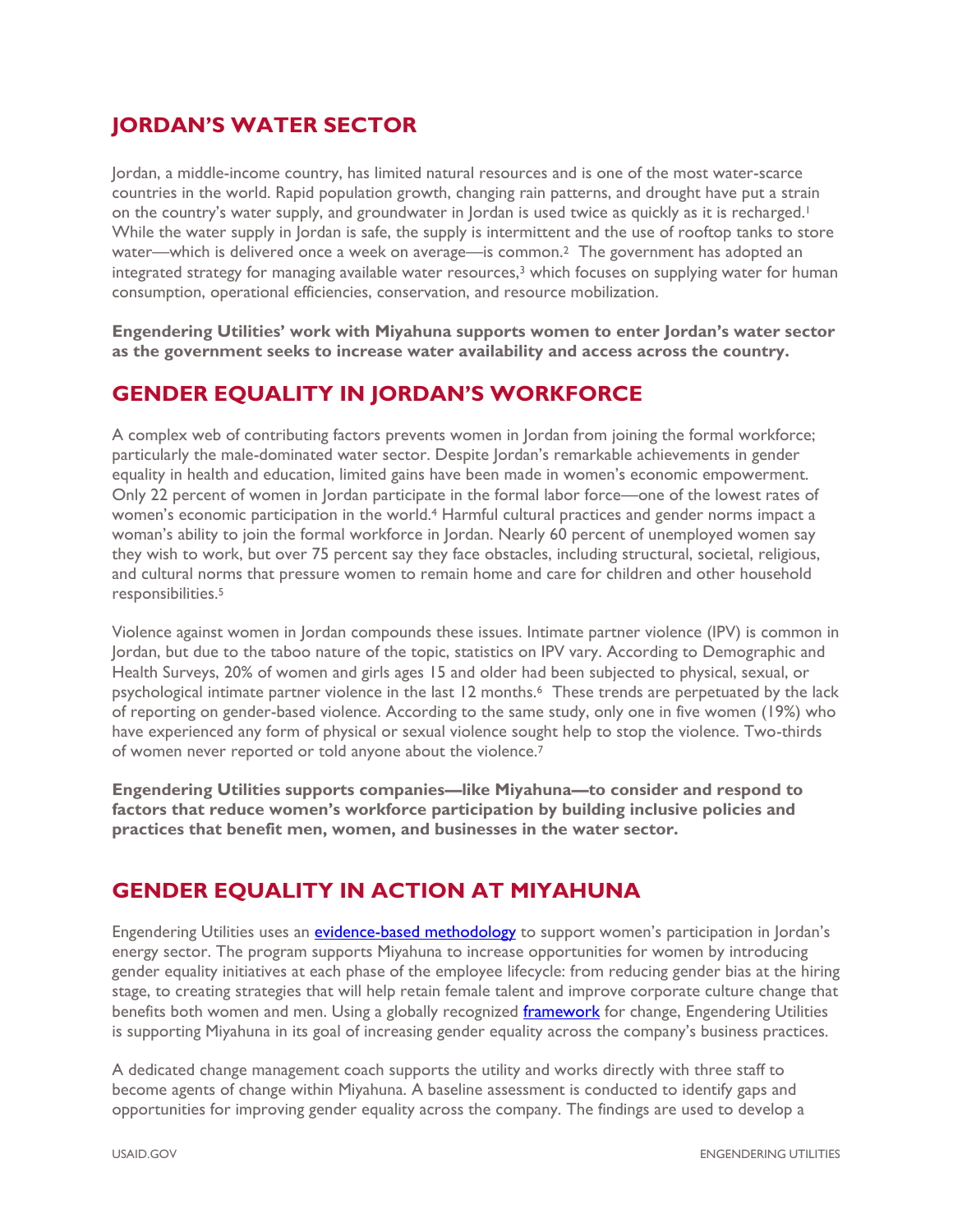## JORDAN'S WATER SECTOR

Jordan, a middle-income country, has limited natural resources and is one of the most water-scarce countries in the world. Rapid population growth, changing rain patterns, and drought have put a strain on the country's water supply, and groundwater in Jordan is used twice as quickly as it is recharged.[1] While the water supply in Jordan is safe, the supply is intermittent and the use of rooftop tanks to store water—which is delivered once a week on average—is common.[2] The government has adopted an integrated strategy for managing available water resources,[3] which focuses on supplying water for human consumption, operational efficiencies, conservation, and resource mobilization.

**Engendering Utilities' work with Miyahuna supports women to enter Jordan's water sector as the government seeks to increase water availability and access across the country.**

## GENDER EQUALITY IN JORDAN'S WORKFORCE

A complex web of contributing factors prevents women in Jordan from joining the formal workforce; particularly the male-dominated water sector. Despite Jordan's remarkable achievements in gender equality in health and education, limited gains have been made in women's economic empowerment. Only 22 percent of women in Jordan participate in the formal labor force—one of the lowest rates of women's economic participation in the world.[4] Harmful cultural practices and gender norms impact a woman's ability to join the formal workforce in Jordan. Nearly 60 percent of unemployed women say they wish to work, but over 75 percent say they face obstacles, including structural, societal, religious, and cultural norms that pressure women to remain home and care for children and other household responsibilities.[5]

Violence against women in Jordan compounds these issues. Intimate partner violence (IPV) is common in Jordan, but due to the taboo nature of the topic, statistics on IPV vary. According to Demographic and Health Surveys, 20% of women and girls ages 15 and older had been subjected to physical, sexual, or psychological intimate partner violence in the last 12 months.[6] These trends are perpetuated by the lack of reporting on gender-based violence. According to the same study, only one in five women (19%) who have experienced any form of physical or sexual violence sought help to stop the violence. Two-thirds of women never reported or told anyone about the violence.[7]

**Engendering Utilities supports companies—like Miyahuna—to consider and respond to factors that reduce women's workforce participation by building inclusive policies and practices that benefit men, women, and businesses in the water sector.**

## GENDER EQUALITY IN ACTION AT MIYAHUNA

Engendering Utilities uses an [evidence-based methodology]() to support women's participation in Jordan's energy sector. The program supports Miyahuna to increase opportunities for women by introducing gender equality initiatives at each phase of the employee lifecycle: from reducing gender bias at the hiring stage, to creating strategies that will help retain female talent and improve corporate culture change that benefits both women and men. Using a globally recognized [framework]() for change, Engendering Utilities is supporting Miyahuna in its goal of increasing gender equality across the company's business practices.

A dedicated change management coach supports the utility and works directly with three staff to become agents of change within Miyahuna. A baseline assessment is conducted to identify gaps and opportunities for improving gender equality across the company. The findings are used to develop a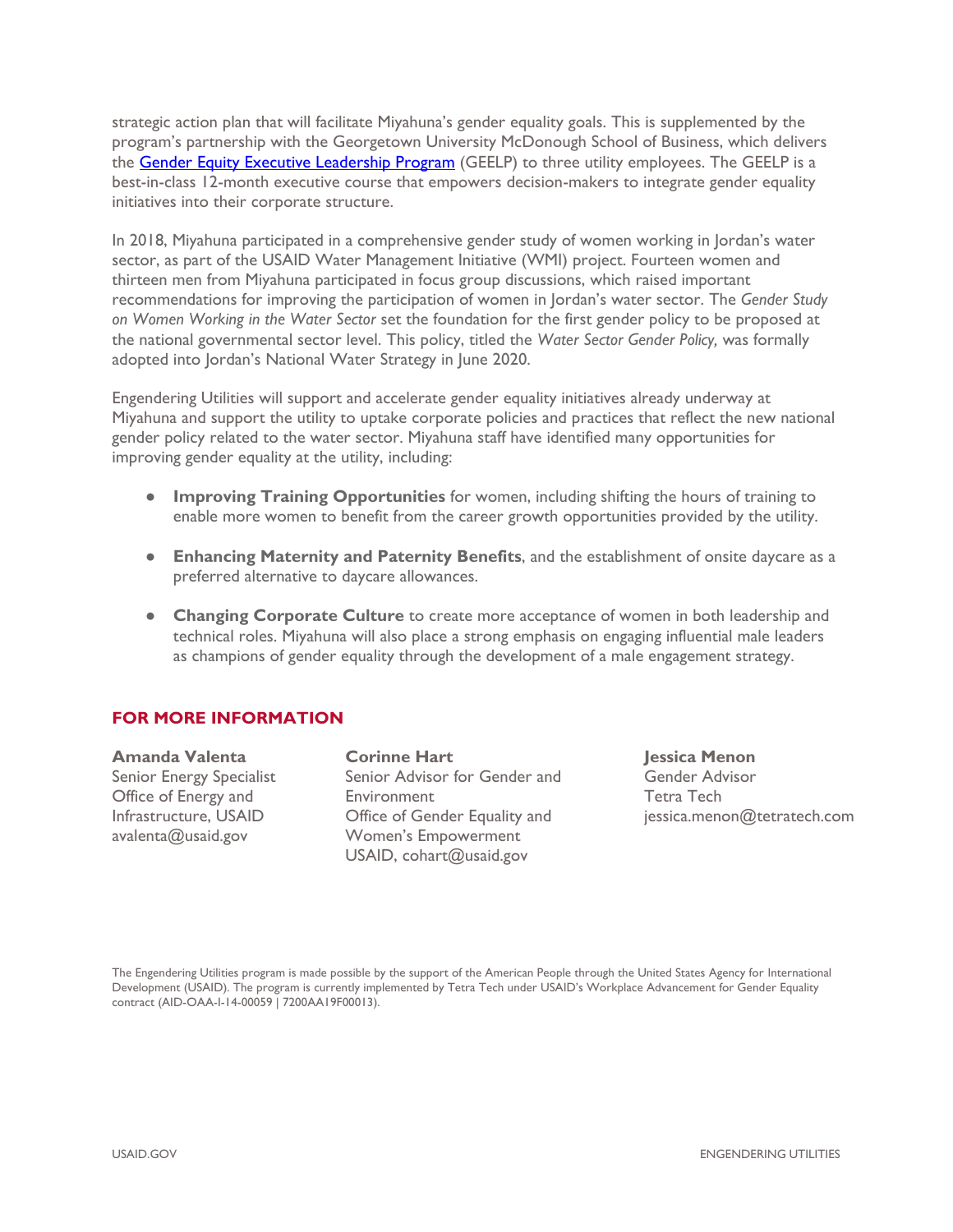strategic action plan that will facilitate Miyahuna's gender equality goals. This is supplemented by the program's partnership with the Georgetown University McDonough School of Business, which delivers the [Gender Equity Executive Leadership Program](#) (GEELP) to three utility employees. The GEELP is a best-in-class 12-month executive course that empowers decision-makers to integrate gender equality initiatives into their corporate structure.

In 2018, Miyahuna participated in a comprehensive gender study of women working in Jordan's water sector, as part of the USAID Water Management Initiative (WMI) project. Fourteen women and thirteen men from Miyahuna participated in focus group discussions, which raised important recommendations for improving the participation of women in Jordan's water sector. The *Gender Study on Women Working in the Water Sector* set the foundation for the first gender policy to be proposed at the national governmental sector level. This policy, titled the *Water Sector Gender Policy,* was formally adopted into Jordan's National Water Strategy in June 2020.

Engendering Utilities will support and accelerate gender equality initiatives already underway at Miyahuna and support the utility to uptake corporate policies and practices that reflect the new national gender policy related to the water sector. Miyahuna staff have identified many opportunities for improving gender equality at the utility, including:

- **Improving Training Opportunities** for women, including shifting the hours of training to enable more women to benefit from the career growth opportunities provided by the utility.
- **Enhancing Maternity and Paternity Benefits**, and the establishment of onsite daycare as a preferred alternative to daycare allowances.
- **Changing Corporate Culture** to create more acceptance of women in both leadership and technical roles. Miyahuna will also place a strong emphasis on engaging influential male leaders as champions of gender equality through the development of a male engagement strategy.

## FOR MORE INFORMATION

**Amanda Valenta**
Senior Energy Specialist
Office of Energy and Infrastructure, USAID
avalenta@usaid.gov

**Corinne Hart**
Senior Advisor for Gender and Environment
Office of Gender Equality and Women's Empowerment
USAID, cohart@usaid.gov

**Jessica Menon**
Gender Advisor
Tetra Tech
jessica.menon@tetratech.com

The Engendering Utilities program is made possible by the support of the American People through the United States Agency for International Development (USAID). The program is currently implemented by Tetra Tech under USAID's Workplace Advancement for Gender Equality contract (AID-OAA-I-14-00059 | 7200AA19F00013).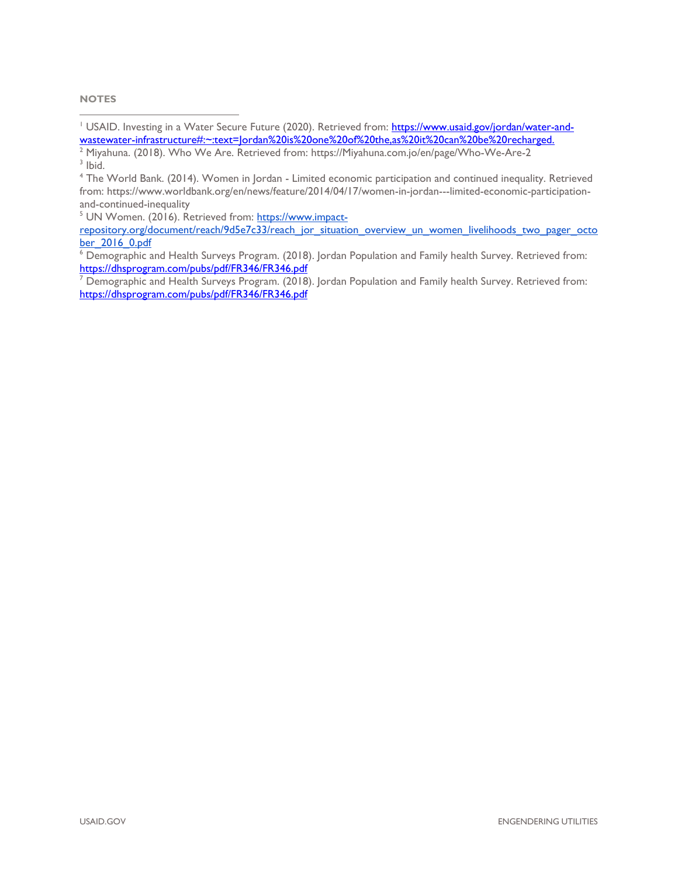**NOTES**

[1] USAID. Investing in a Water Secure Future (2020). Retrieved from: https://www.usaid.gov/jordan/water-and-wastewater-infrastructure#:~:text=Jordan%20is%20one%20of%20the,as%20it%20can%20be%20recharged.

[2] Miyahuna. (2018). Who We Are. Retrieved from: https://Miyahuna.com.jo/en/page/Who-We-Are-2

[3] Ibid.

[4] The World Bank. (2014). Women in Jordan - Limited economic participation and continued inequality. Retrieved from: https://www.worldbank.org/en/news/feature/2014/04/17/women-in-jordan---limited-economic-participation-and-continued-inequality

[5] UN Women. (2016). Retrieved from: https://www.impact-repository.org/document/reach/9d5e7c33/reach_jor_situation_overview_un_women_livelihoods_two_pager_october_2016_0.pdf

[6] Demographic and Health Surveys Program. (2018). Jordan Population and Family health Survey. Retrieved from: https://dhsprogram.com/pubs/pdf/FR346/FR346.pdf

[7] Demographic and Health Surveys Program. (2018). Jordan Population and Family health Survey. Retrieved from: https://dhsprogram.com/pubs/pdf/FR346/FR346.pdf